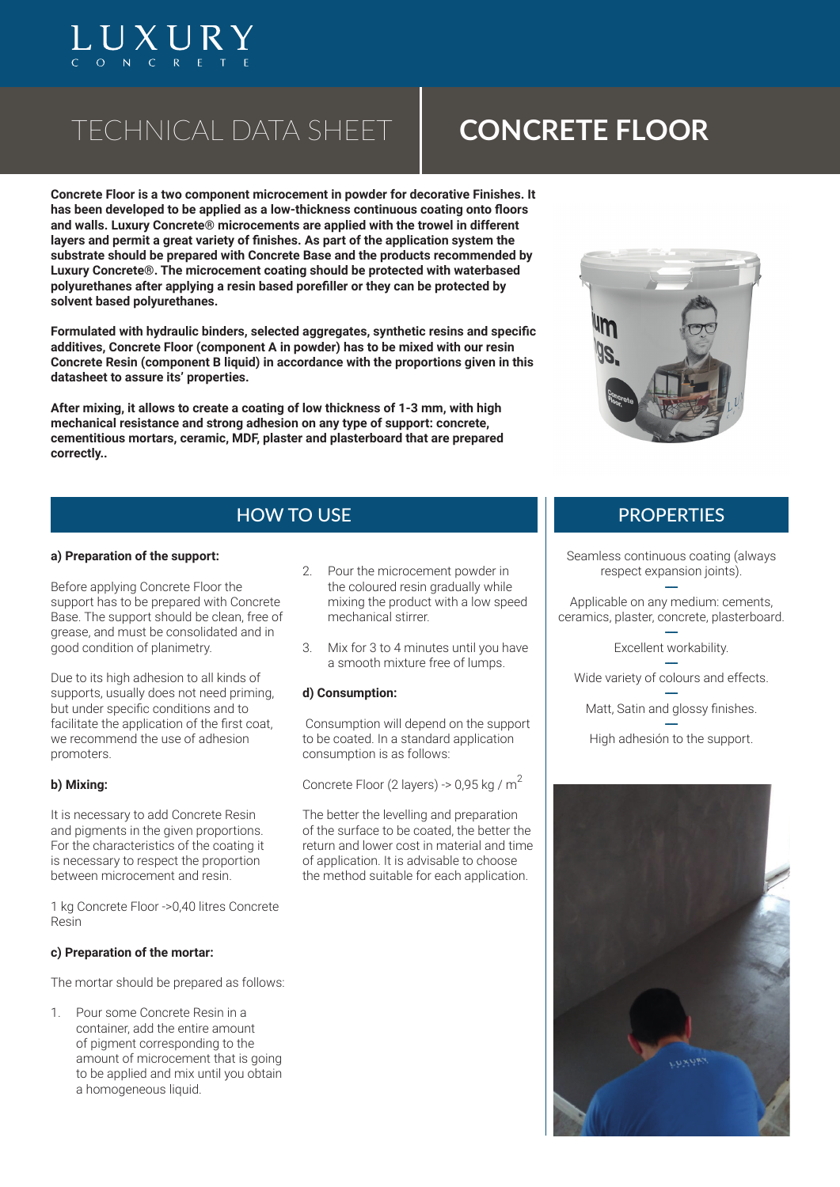# LUXURY CONCRETE

# TECHNICAL DATA SHEET — CONCRETE FLOOR

**Concrete Floor is a two component microcement in powder for decorative Finishes. It has been developed to be applied as a low-thickness continuous coating onto floors and walls. Luxury Concrete® microcements are applied with the trowel in different layers and permit a great variety of finishes. As part of the application system the substrate should be prepared with Concrete Base and the products recommended by Luxury Concrete®. The microcement coating should be protected with waterbased polyurethanes after applying a resin based porefiller or they can be protected by solvent based polyurethanes.**

**Formulated with hydraulic binders, selected aggregates, synthetic resins and specific additives, Concrete Floor (component A in powder) has to be mixed with our resin Concrete Resin (component B liquid) in accordance with the proportions given in this datasheet to assure its' properties.**

**After mixing, it allows to create a coating of low thickness of 1-3 mm, with high mechanical resistance and strong adhesion on any type of support: concrete, cementitious mortars, ceramic, MDF, plaster and plasterboard that are prepared correctly..**

## HOW TO USE

**a) Preparation of the support:**

Before applying Concrete Floor the support has to be prepared with Concrete Base. The support should be clean, free of grease, and must be consolidated and in good condition of planimetry.

Due to its high adhesion to all kinds of supports, usually does not need priming, but under specific conditions and to facilitate the application of the first coat, we recommend the use of adhesion promoters.

**b) Mixing:**

It is necessary to add Concrete Resin and pigments in the given proportions. For the characteristics of the coating it is necessary to respect the proportion between microcement and resin.

1 kg Concrete Floor ->0,40 litres Concrete Resin

**c) Preparation of the mortar:**

The mortar should be prepared as follows:

1. Pour some Concrete Resin in a container, add the entire amount of pigment corresponding to the amount of microcement that is going to be applied and mix until you obtain a homogeneous liquid.
2. Pour the microcement powder in the coloured resin gradually while mixing the product with a low speed mechanical stirrer.
3. Mix for 3 to 4 minutes until you have a smooth mixture free of lumps.

**d) Consumption:**

Consumption will depend on the support to be coated. In a standard application consumption is as follows:

Concrete Floor (2 layers) -> 0,95 kg / m$^2$

The better the levelling and preparation of the surface to be coated, the better the return and lower cost in material and time of application. It is advisable to choose the method suitable for each application.

## PROPERTIES

Seamless continuous coating (always respect expansion joints).

Applicable on any medium: cements, ceramics, plaster, concrete, plasterboard.

Excellent workability.

Wide variety of colours and effects.

Matt, Satin and glossy finishes.

High adhesión to the support.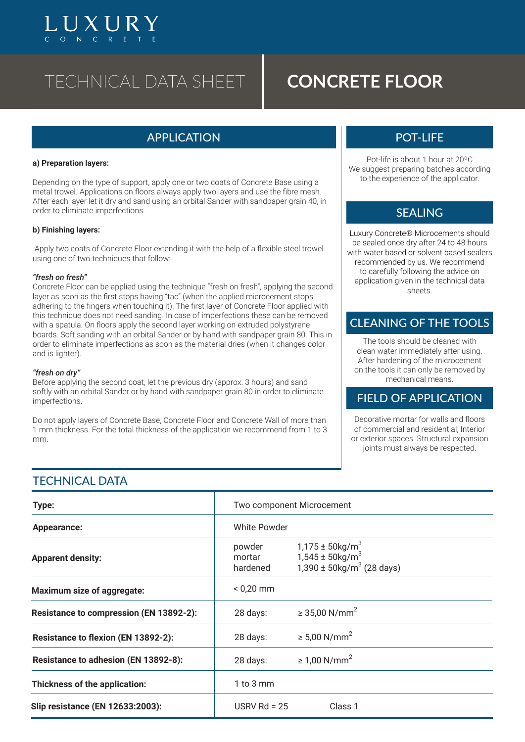# TECHNICAL DATA SHEET — CONCRETE FLOOR

## APPLICATION

**a) Preparation layers:**

Depending on the type of support, apply one or two coats of Concrete Base using a metal trowel. Applications on floors always apply two layers and use the fibre mesh. After each layer let it dry and sand using an orbital Sander with sandpaper grain 40, in order to eliminate imperfections.

**b) Finishing layers:**

Apply two coats of Concrete Floor extending it with the help of a flexible steel trowel using one of two techniques that follow:

***"fresh on fresh"***
Concrete Floor can be applied using the technique "fresh on fresh", applying the second layer as soon as the first stops having "tac" (when the applied microcement stops adhering to the fingers when touching it). The first layer of Concrete Floor applied with this technique does not need sanding. In case of imperfections these can be removed with a spatula. On floors apply the second layer working on extruded polystyrene boards. Soft sanding with an orbital Sander or by hand with sandpaper grain 80. This in order to eliminate imperfections as soon as the material dries (when it changes color and is lighter).

***"fresh on dry"***
Before applying the second coat, let the previous dry (approx. 3 hours) and sand softly with an orbital Sander or by hand with sandpaper grain 80 in order to eliminate imperfections.

Do not apply layers of Concrete Base, Concrete Floor and Concrete Wall of more than 1 mm thickness. For the total thickness of the application we recommend from 1 to 3 mm.

## POT-LIFE

Pot-life is about 1 hour at 20ºC
We suggest preparing batches according to the experience of the applicator.

## SEALING

Luxury Concrete® Microcements should be sealed once dry after 24 to 48 hours with water based or solvent based sealers recommended by us. We recommend to carefully following the advice on application given in the technical data sheets.

## CLEANING OF THE TOOLS

The tools should be cleaned with clean water immediately after using. After hardening of the microcement on the tools it can only be removed by mechanical means.

## FIELD OF APPLICATION

Decorative mortar for walls and floors of commercial and residential, Interior or exterior spaces. Structural expansion joints must always be respected.

## TECHNICAL DATA

| | | |
|---|---|---|
| **Type:** | Two component Microcement | |
| **Appearance:** | White Powder | |
| **Apparent density:** | powder<br>mortar<br>hardened | 1,175 ± 50kg/m$^3$<br>1,545 ± 50kg/m$^3$<br>1,390 ± 50kg/m$^3$ (28 days) |
| **Maximum size of aggregate:** | < 0,20 mm | |
| **Resistance to compression (EN 13892-2):** | 28 days: | ≥ 35,00 N/mm$^2$ |
| **Resistance to flexion (EN 13892-2):** | 28 days: | ≥ 5,00 N/mm$^2$ |
| **Resistance to adhesion (EN 13892-8):** | 28 days: | ≥ 1,00 N/mm$^2$ |
| **Thickness of the application:** | 1 to 3 mm | |
| **Slip resistance (EN 12633:2003):** | USRV Rd = 25 | Class 1 |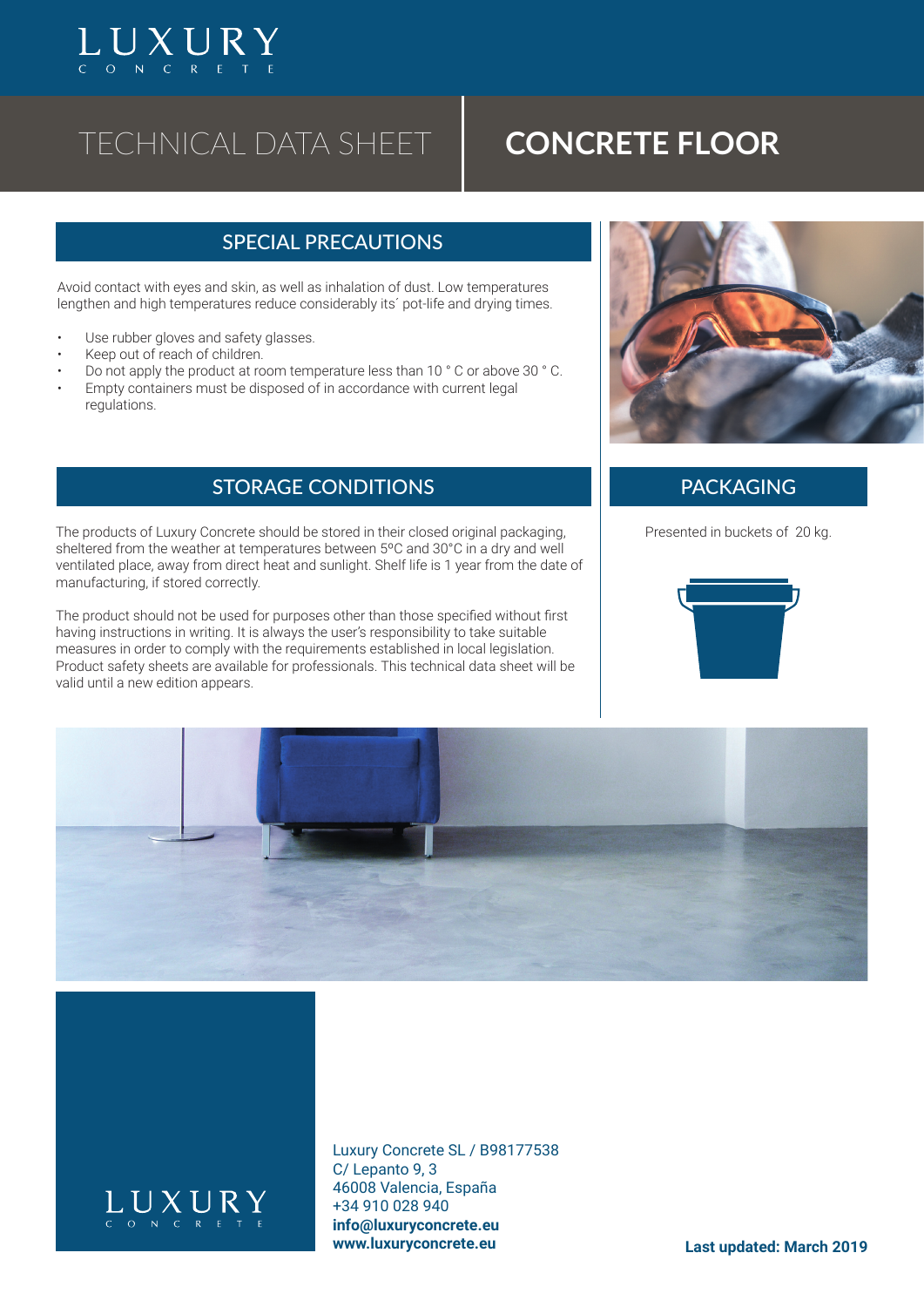## SPECIAL PRECAUTIONS

Avoid contact with eyes and skin, as well as inhalation of dust. Low temperatures lengthen and high temperatures reduce considerably its´ pot-life and drying times.

- Use rubber gloves and safety glasses.
- Keep out of reach of children.
- Do not apply the product at room temperature less than 10 ° C or above 30 ° C.
- Empty containers must be disposed of in accordance with current legal regulations.

## STORAGE CONDITIONS

The products of Luxury Concrete should be stored in their closed original packaging, sheltered from the weather at temperatures between 5ºC and 30°C in a dry and well ventilated place, away from direct heat and sunlight. Shelf life is 1 year from the date of manufacturing, if stored correctly.

The product should not be used for purposes other than those specified without first having instructions in writing. It is always the user's responsibility to take suitable measures in order to comply with the requirements established in local legislation. Product safety sheets are available for professionals. This technical data sheet will be valid until a new edition appears.

## PACKAGING

Presented in buckets of 20 kg.

Luxury Concrete SL / B98177538
C/ Lepanto 9, 3
46008 Valencia, España
+34 910 028 940
**info@luxuryconcrete.eu**
**www.luxuryconcrete.eu**

**Last updated: March 2019**